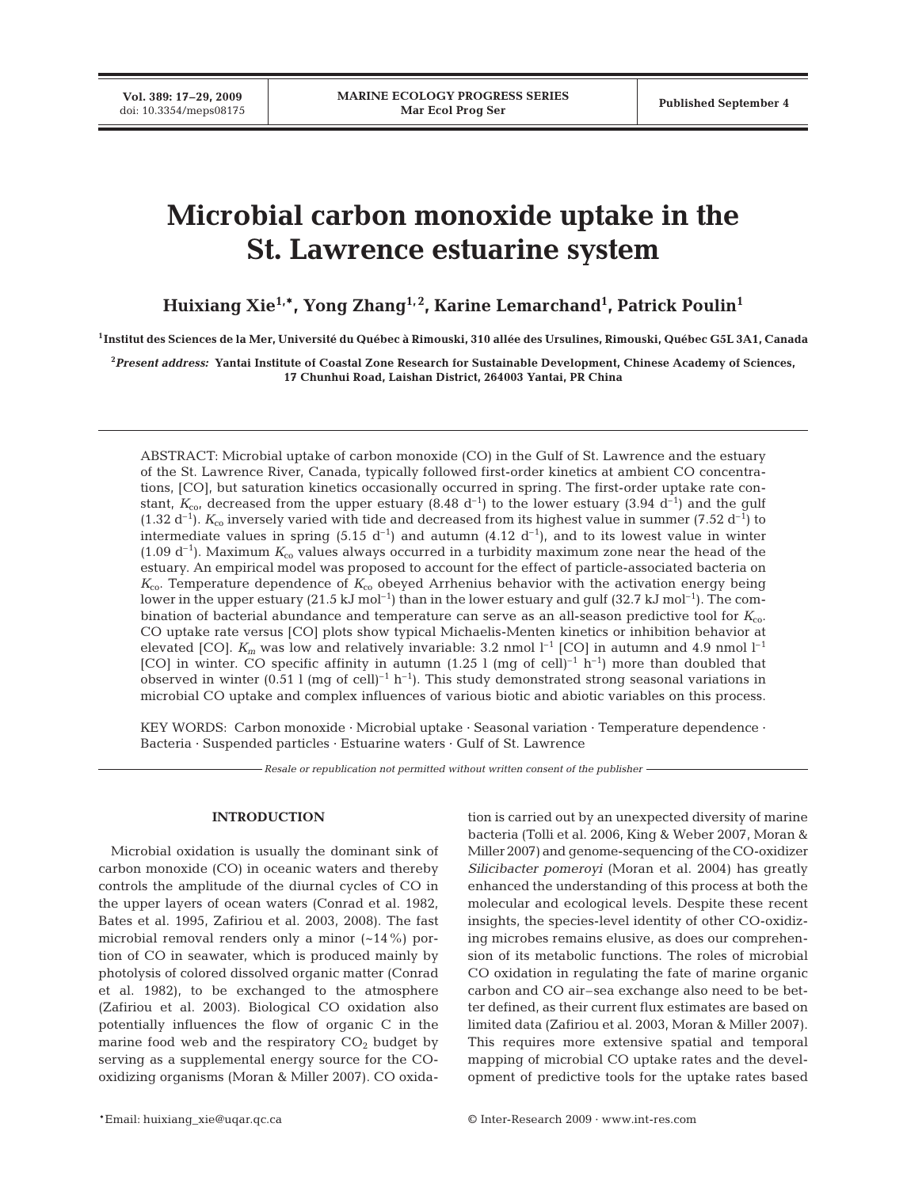# Microbial carbon monoxide uptake in the St. Lawrence estuarine system

**Huixiang Xie[1,*], Yong Zhang[1,2], Karine Lemarchand[1], Patrick Poulin[1]**

[1]Institut des Sciences de la Mer, Université du Québec à Rimouski, 310 allée des Ursulines, Rimouski, Québec G5L 3A1, Canada

[2]*Present address:* Yantai Institute of Coastal Zone Research for Sustainable Development, Chinese Academy of Sciences, 17 Chunhui Road, Laishan District, 264003 Yantai, PR China

ABSTRACT: Microbial uptake of carbon monoxide (CO) in the Gulf of St. Lawrence and the estuary of the St. Lawrence River, Canada, typically followed first-order kinetics at ambient CO concentrations, [CO], but saturation kinetics occasionally occurred in spring. The first-order uptake rate constant, $K_{co}$, decreased from the upper estuary (8.48 $d^{-1}$) to the lower estuary (3.94 $d^{-1}$) and the gulf (1.32 $d^{-1}$). $K_{co}$ inversely varied with tide and decreased from its highest value in summer (7.52 $d^{-1}$) to intermediate values in spring (5.15 $d^{-1}$) and autumn (4.12 $d^{-1}$), and to its lowest value in winter (1.09 $d^{-1}$). Maximum $K_{co}$ values always occurred in a turbidity maximum zone near the head of the estuary. An empirical model was proposed to account for the effect of particle-associated bacteria on $K_{co}$. Temperature dependence of $K_{co}$ obeyed Arrhenius behavior with the activation energy being lower in the upper estuary (21.5 kJ $mol^{-1}$) than in the lower estuary and gulf (32.7 kJ $mol^{-1}$). The combination of bacterial abundance and temperature can serve as an all-season predictive tool for $K_{co}$. CO uptake rate versus [CO] plots show typical Michaelis-Menten kinetics or inhibition behavior at elevated [CO]. $K_m$ was low and relatively invariable: 3.2 nmol $l^{-1}$ [CO] in autumn and 4.9 nmol $l^{-1}$ [CO] in winter. CO specific affinity in autumn (1.25 l (mg of cell)$^{-1}$ $h^{-1}$) more than doubled that observed in winter (0.51 l (mg of cell)$^{-1}$ $h^{-1}$). This study demonstrated strong seasonal variations in microbial CO uptake and complex influences of various biotic and abiotic variables on this process.

KEY WORDS: Carbon monoxide · Microbial uptake · Seasonal variation · Temperature dependence · Bacteria · Suspended particles · Estuarine waters · Gulf of St. Lawrence

*Resale or republication not permitted without written consent of the publisher*

## INTRODUCTION

Microbial oxidation is usually the dominant sink of carbon monoxide (CO) in oceanic waters and thereby controls the amplitude of the diurnal cycles of CO in the upper layers of ocean waters (Conrad et al. 1982, Bates et al. 1995, Zafiriou et al. 2003, 2008). The fast microbial removal renders only a minor (~14%) portion of CO in seawater, which is produced mainly by photolysis of colored dissolved organic matter (Conrad et al. 1982), to be exchanged to the atmosphere (Zafiriou et al. 2003). Biological CO oxidation also potentially influences the flow of organic C in the marine food web and the respiratory $CO_2$ budget by serving as a supplemental energy source for the CO-oxidizing organisms (Moran & Miller 2007). CO oxidation is carried out by an unexpected diversity of marine bacteria (Tolli et al. 2006, King & Weber 2007, Moran & Miller 2007) and genome-sequencing of the CO-oxidizer *Silicibacter pomeroyi* (Moran et al. 2004) has greatly enhanced the understanding of this process at both the molecular and ecological levels. Despite these recent insights, the species-level identity of other CO-oxidizing microbes remains elusive, as does our comprehension of its metabolic functions. The roles of microbial CO oxidation in regulating the fate of marine organic carbon and CO air–sea exchange also need to be better defined, as their current flux estimates are based on limited data (Zafiriou et al. 2003, Moran & Miller 2007). This requires more extensive spatial and temporal mapping of microbial CO uptake rates and the development of predictive tools for the uptake rates based

*Email: huixiang_xie@uqar.qc.ca

© Inter-Research 2009 · www.int-res.com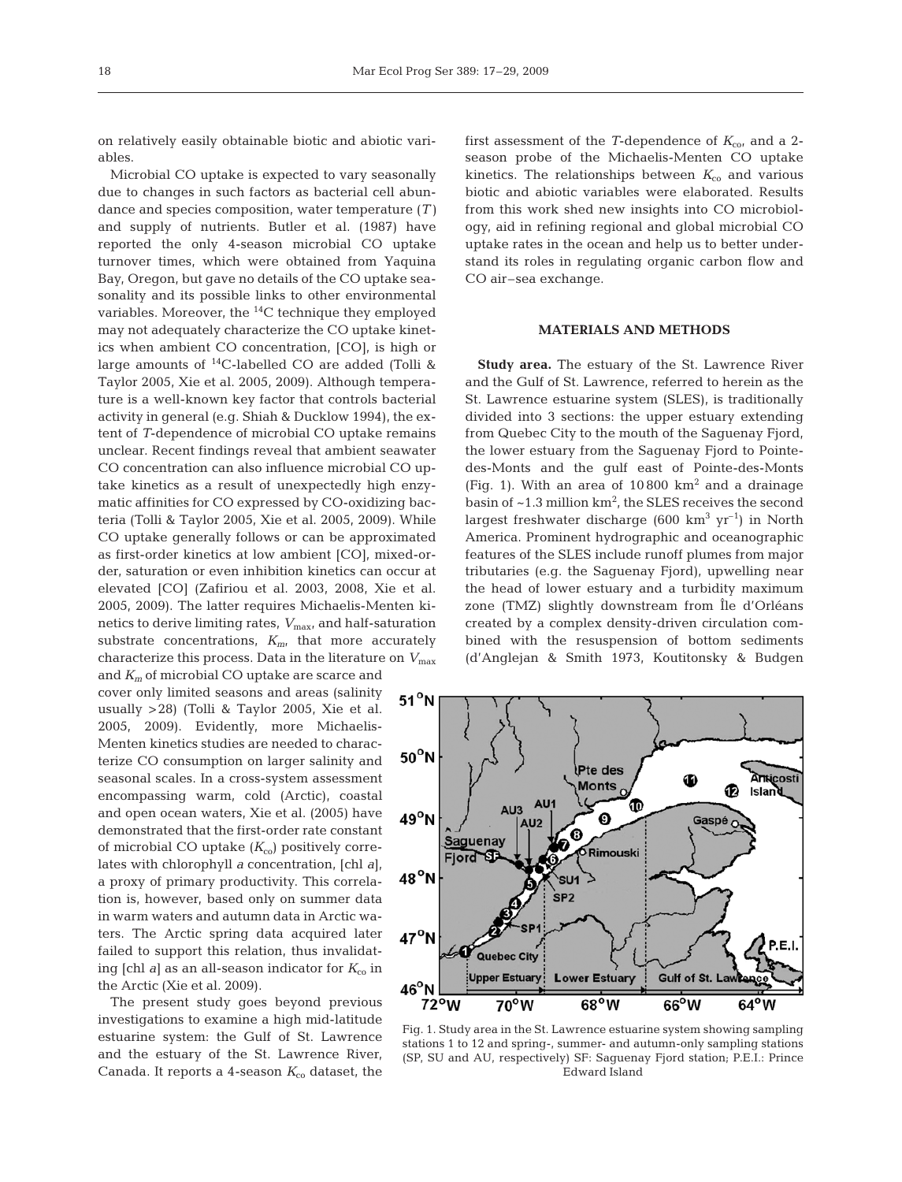on relatively easily obtainable biotic and abiotic variables.

Microbial CO uptake is expected to vary seasonally due to changes in such factors as bacterial cell abundance and species composition, water temperature ($T$) and supply of nutrients. Butler et al. (1987) have reported the only 4-season microbial CO uptake turnover times, which were obtained from Yaquina Bay, Oregon, but gave no details of the CO uptake seasonality and its possible links to other environmental variables. Moreover, the $^{14}C$ technique they employed may not adequately characterize the CO uptake kinetics when ambient CO concentration, [CO], is high or large amounts of $^{14}C$-labelled CO are added (Tolli & Taylor 2005, Xie et al. 2005, 2009). Although temperature is a well-known key factor that controls bacterial activity in general (e.g. Shiah & Ducklow 1994), the extent of $T$-dependence of microbial CO uptake remains unclear. Recent findings reveal that ambient seawater CO concentration can also influence microbial CO uptake kinetics as a result of unexpectedly high enzymatic affinities for CO expressed by CO-oxidizing bacteria (Tolli & Taylor 2005, Xie et al. 2005, 2009). While CO uptake generally follows or can be approximated as first-order kinetics at low ambient [CO], mixed-order, saturation or even inhibition kinetics can occur at elevated [CO] (Zafiriou et al. 2003, 2008, Xie et al. 2005, 2009). The latter requires Michaelis-Menten kinetics to derive limiting rates, $V_{max}$, and half-saturation substrate concentrations, $K_m$, that more accurately characterize this process. Data in the literature on $V_{max}$ and $K_m$ of microbial CO uptake are scarce and cover only limited seasons and areas (salinity usually >28) (Tolli & Taylor 2005, Xie et al. 2005, 2009). Evidently, more Michaelis-Menten kinetics studies are needed to characterize CO consumption on larger salinity and seasonal scales. In a cross-system assessment encompassing warm, cold (Arctic), coastal and open ocean waters, Xie et al. (2005) have demonstrated that the first-order rate constant of microbial CO uptake ($K_{co}$) positively correlates with chlorophyll $a$ concentration, [chl $a$], a proxy of primary productivity. This correlation is, however, based only on summer data in warm waters and autumn data in Arctic waters. The Arctic spring data acquired later failed to support this relation, thus invalidating [chl $a$] as an all-season indicator for $K_{co}$ in the Arctic (Xie et al. 2009).

The present study goes beyond previous investigations to examine a high mid-latitude estuarine system: the Gulf of St. Lawrence and the estuary of the St. Lawrence River, Canada. It reports a 4-season $K_{co}$ dataset, the first assessment of the $T$-dependence of $K_{co}$, and a 2-season probe of the Michaelis-Menten CO uptake kinetics. The relationships between $K_{co}$ and various biotic and abiotic variables were elaborated. Results from this work shed new insights into CO microbiology, aid in refining regional and global microbial CO uptake rates in the ocean and help us to better understand its roles in regulating organic carbon flow and CO air–sea exchange.

## MATERIALS AND METHODS

**Study area.** The estuary of the St. Lawrence River and the Gulf of St. Lawrence, referred to herein as the St. Lawrence estuarine system (SLES), is traditionally divided into 3 sections: the upper estuary extending from Quebec City to the mouth of the Saguenay Fjord, the lower estuary from the Saguenay Fjord to Pointe-des-Monts and the gulf east of Pointe-des-Monts (Fig. 1). With an area of 10 800 km$^2$ and a drainage basin of ~1.3 million km$^2$, the SLES receives the second largest freshwater discharge (600 km$^3$ yr$^{-1}$) in North America. Prominent hydrographic and oceanographic features of the SLES include runoff plumes from major tributaries (e.g. the Saguenay Fjord), upwelling near the head of lower estuary and a turbidity maximum zone (TMZ) slightly downstream from Île d'Orléans created by a complex density-driven circulation combined with the resuspension of bottom sediments (d'Anglejan & Smith 1973, Koutitonsky & Budgen

Fig. 1. Study area in the St. Lawrence estuarine system showing sampling stations 1 to 12 and spring-, summer- and autumn-only sampling stations (SP, SU and AU, respectively) SF: Saguenay Fjord station; P.E.I.: Prince Edward Island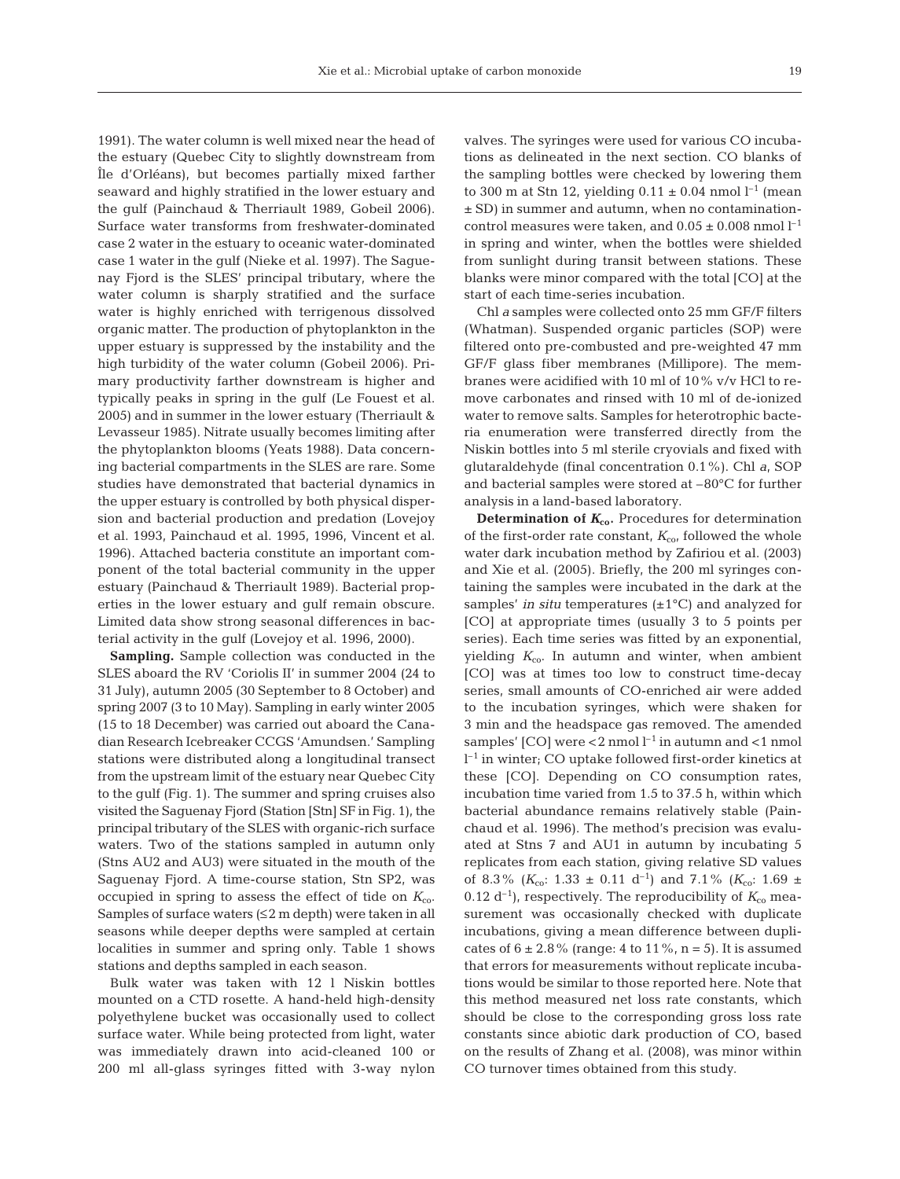1991). The water column is well mixed near the head of the estuary (Quebec City to slightly downstream from Île d'Orléans), but becomes partially mixed farther seaward and highly stratified in the lower estuary and the gulf (Painchaud & Therriault 1989, Gobeil 2006). Surface water transforms from freshwater-dominated case 2 water in the estuary to oceanic water-dominated case 1 water in the gulf (Nieke et al. 1997). The Saguenay Fjord is the SLES' principal tributary, where the water column is sharply stratified and the surface water is highly enriched with terrigenous dissolved organic matter. The production of phytoplankton in the upper estuary is suppressed by the instability and the high turbidity of the water column (Gobeil 2006). Primary productivity farther downstream is higher and typically peaks in spring in the gulf (Le Fouest et al. 2005) and in summer in the lower estuary (Therriault & Levasseur 1985). Nitrate usually becomes limiting after the phytoplankton blooms (Yeats 1988). Data concerning bacterial compartments in the SLES are rare. Some studies have demonstrated that bacterial dynamics in the upper estuary is controlled by both physical dispersion and bacterial production and predation (Lovejoy et al. 1993, Painchaud et al. 1995, 1996, Vincent et al. 1996). Attached bacteria constitute an important component of the total bacterial community in the upper estuary (Painchaud & Therriault 1989). Bacterial properties in the lower estuary and gulf remain obscure. Limited data show strong seasonal differences in bacterial activity in the gulf (Lovejoy et al. 1996, 2000).

**Sampling.** Sample collection was conducted in the SLES aboard the RV 'Coriolis II' in summer 2004 (24 to 31 July), autumn 2005 (30 September to 8 October) and spring 2007 (3 to 10 May). Sampling in early winter 2005 (15 to 18 December) was carried out aboard the Canadian Research Icebreaker CCGS 'Amundsen.' Sampling stations were distributed along a longitudinal transect from the upstream limit of the estuary near Quebec City to the gulf (Fig. 1). The summer and spring cruises also visited the Saguenay Fjord (Station [Stn] SF in Fig. 1), the principal tributary of the SLES with organic-rich surface waters. Two of the stations sampled in autumn only (Stns AU2 and AU3) were situated in the mouth of the Saguenay Fjord. A time-course station, Stn SP2, was occupied in spring to assess the effect of tide on $K_{co}$. Samples of surface waters (≤2 m depth) were taken in all seasons while deeper depths were sampled at certain localities in summer and spring only. Table 1 shows stations and depths sampled in each season.

Bulk water was taken with 12 l Niskin bottles mounted on a CTD rosette. A hand-held high-density polyethylene bucket was occasionally used to collect surface water. While being protected from light, water was immediately drawn into acid-cleaned 100 or 200 ml all-glass syringes fitted with 3-way nylon valves. The syringes were used for various CO incubations as delineated in the next section. CO blanks of the sampling bottles were checked by lowering them to 300 m at Stn 12, yielding $0.11 \pm 0.04$ nmol $l^{-1}$ (mean ± SD) in summer and autumn, when no contamination-control measures were taken, and $0.05 \pm 0.008$ nmol $l^{-1}$ in spring and winter, when the bottles were shielded from sunlight during transit between stations. These blanks were minor compared with the total [CO] at the start of each time-series incubation.

Chl *a* samples were collected onto 25 mm GF/F filters (Whatman). Suspended organic particles (SOP) were filtered onto pre-combusted and pre-weighted 47 mm GF/F glass fiber membranes (Millipore). The membranes were acidified with 10 ml of 10% v/v HCl to remove carbonates and rinsed with 10 ml of de-ionized water to remove salts. Samples for heterotrophic bacteria enumeration were transferred directly from the Niskin bottles into 5 ml sterile cryovials and fixed with glutaraldehyde (final concentration 0.1%). Chl *a*, SOP and bacterial samples were stored at –80°C for further analysis in a land-based laboratory.

**Determination of $K_{co}$.** Procedures for determination of the first-order rate constant, $K_{co}$, followed the whole water dark incubation method by Zafiriou et al. (2003) and Xie et al. (2005). Briefly, the 200 ml syringes containing the samples were incubated in the dark at the samples' *in situ* temperatures (±1°C) and analyzed for [CO] at appropriate times (usually 3 to 5 points per series). Each time series was fitted by an exponential, yielding $K_{co}$. In autumn and winter, when ambient [CO] was at times too low to construct time-decay series, small amounts of CO-enriched air were added to the incubation syringes, which were shaken for 3 min and the headspace gas removed. The amended samples' [CO] were <2 nmol $l^{-1}$ in autumn and <1 nmol $l^{-1}$ in winter; CO uptake followed first-order kinetics at these [CO]. Depending on CO consumption rates, incubation time varied from 1.5 to 37.5 h, within which bacterial abundance remains relatively stable (Painchaud et al. 1996). The method's precision was evaluated at Stns 7 and AU1 in autumn by incubating 5 replicates from each station, giving relative SD values of 8.3% ($K_{co}$: $1.33 \pm 0.11$ $d^{-1}$) and 7.1% ($K_{co}$: $1.69 \pm 0.12$ $d^{-1}$), respectively. The reproducibility of $K_{co}$ measurement was occasionally checked with duplicate incubations, giving a mean difference between duplicates of $6 \pm 2.8$% (range: 4 to 11%, n = 5). It is assumed that errors for measurements without replicate incubations would be similar to those reported here. Note that this method measured net loss rate constants, which should be close to the corresponding gross loss rate constants since abiotic dark production of CO, based on the results of Zhang et al. (2008), was minor within CO turnover times obtained from this study.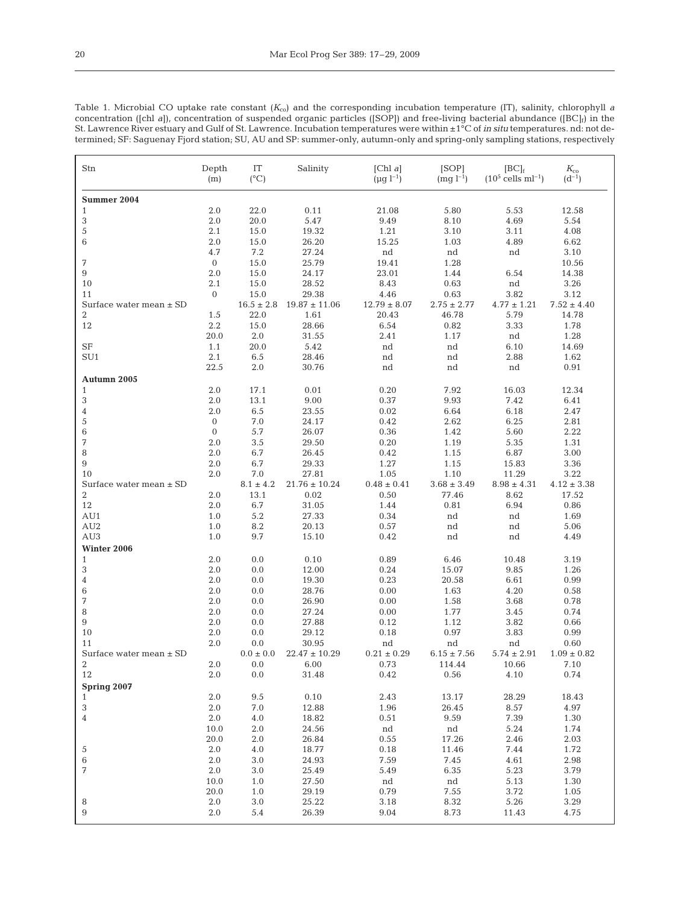Table 1. Microbial CO uptake rate constant ($K_{co}$) and the corresponding incubation temperature (IT), salinity, chlorophyll *a* concentration ([chl *a*]), concentration of suspended organic particles ([SOP]) and free-living bacterial abundance ($[BC]_f$) in the St. Lawrence River estuary and Gulf of St. Lawrence. Incubation temperatures were within ±1°C of *in situ* temperatures. nd: not determined; SF: Saguenay Fjord station; SU, AU and SP: summer-only, autumn-only and spring-only sampling stations, respectively

| Stn | Depth (m) | IT (°C) | Salinity | [Chl *a*] ($\mu g\ l^{-1}$) | [SOP] ($mg\ l^{-1}$) | $[BC]_f$ ($10^5$ cells $ml^{-1}$) | $K_{co}$ ($d^{-1}$) |
|---|---|---|---|---|---|---|---|
| **Summer 2004** | | | | | | | |
| 1 | 2.0 | 22.0 | 0.11 | 21.08 | 5.80 | 5.53 | 12.58 |
| 3 | 2.0 | 20.0 | 5.47 | 9.49 | 8.10 | 4.69 | 5.54 |
| 5 | 2.1 | 15.0 | 19.32 | 1.21 | 3.10 | 3.11 | 4.08 |
| 6 | 2.0 | 15.0 | 26.20 | 15.25 | 1.03 | 4.89 | 6.62 |
| | 4.7 | 7.2 | 27.24 | nd | nd | nd | 3.10 |
| 7 | 0 | 15.0 | 25.79 | 19.41 | 1.28 | | 10.56 |
| 9 | 2.0 | 15.0 | 24.17 | 23.01 | 1.44 | 6.54 | 14.38 |
| 10 | 2.1 | 15.0 | 28.52 | 8.43 | 0.63 | nd | 3.26 |
| 11 | 0 | 15.0 | 29.38 | 4.46 | 0.63 | 3.82 | 3.12 |
| Surface water mean ± SD | | 16.5 ± 2.8 | 19.87 ± 11.06 | 12.79 ± 8.07 | 2.75 ± 2.77 | 4.77 ± 1.21 | 7.52 ± 4.40 |
| 2 | 1.5 | 22.0 | 1.61 | 20.43 | 46.78 | 5.79 | 14.78 |
| 12 | 2.2 | 15.0 | 28.66 | 6.54 | 0.82 | 3.33 | 1.78 |
| | 20.0 | 2.0 | 31.55 | 2.41 | 1.17 | nd | 1.28 |
| SF | 1.1 | 20.0 | 5.42 | nd | nd | 6.10 | 14.69 |
| SU1 | 2.1 | 6.5 | 28.46 | nd | nd | 2.88 | 1.62 |
| | 22.5 | 2.0 | 30.76 | nd | nd | nd | 0.91 |
| **Autumn 2005** | | | | | | | |
| 1 | 2.0 | 17.1 | 0.01 | 0.20 | 7.92 | 16.03 | 12.34 |
| 3 | 2.0 | 13.1 | 9.00 | 0.37 | 9.93 | 7.42 | 6.41 |
| 4 | 2.0 | 6.5 | 23.55 | 0.02 | 6.64 | 6.18 | 2.47 |
| 5 | 0 | 7.0 | 24.17 | 0.42 | 2.62 | 6.25 | 2.81 |
| 6 | 0 | 5.7 | 26.07 | 0.36 | 1.42 | 5.60 | 2.22 |
| 7 | 2.0 | 3.5 | 29.50 | 0.20 | 1.19 | 5.35 | 1.31 |
| 8 | 2.0 | 6.7 | 26.45 | 0.42 | 1.15 | 6.87 | 3.00 |
| 9 | 2.0 | 6.7 | 29.33 | 1.27 | 1.15 | 15.83 | 3.36 |
| 10 | 2.0 | 7.0 | 27.81 | 1.05 | 1.10 | 11.29 | 3.22 |
| Surface water mean ± SD | | 8.1 ± 4.2 | 21.76 ± 10.24 | 0.48 ± 0.41 | 3.68 ± 3.49 | 8.98 ± 4.31 | 4.12 ± 3.38 |
| 2 | 2.0 | 13.1 | 0.02 | 0.50 | 77.46 | 8.62 | 17.52 |
| 12 | 2.0 | 6.7 | 31.05 | 1.44 | 0.81 | 6.94 | 0.86 |
| AU1 | 1.0 | 5.2 | 27.33 | 0.34 | nd | nd | 1.69 |
| AU2 | 1.0 | 8.2 | 20.13 | 0.57 | nd | nd | 5.06 |
| AU3 | 1.0 | 9.7 | 15.10 | 0.42 | nd | nd | 4.49 |
| **Winter 2006** | | | | | | | |
| 1 | 2.0 | 0.0 | 0.10 | 0.89 | 6.46 | 10.48 | 3.19 |
| 3 | 2.0 | 0.0 | 12.00 | 0.24 | 15.07 | 9.85 | 1.26 |
| 4 | 2.0 | 0.0 | 19.30 | 0.23 | 20.58 | 6.61 | 0.99 |
| 6 | 2.0 | 0.0 | 28.76 | 0.00 | 1.63 | 4.20 | 0.58 |
| 7 | 2.0 | 0.0 | 26.90 | 0.00 | 1.58 | 3.68 | 0.78 |
| 8 | 2.0 | 0.0 | 27.24 | 0.00 | 1.77 | 3.45 | 0.74 |
| 9 | 2.0 | 0.0 | 27.88 | 0.12 | 1.12 | 3.82 | 0.66 |
| 10 | 2.0 | 0.0 | 29.12 | 0.18 | 0.97 | 3.83 | 0.99 |
| 11 | 2.0 | 0.0 | 30.95 | nd | nd | nd | 0.60 |
| Surface water mean ± SD | | 0.0 ± 0.0 | 22.47 ± 10.29 | 0.21 ± 0.29 | 6.15 ± 7.56 | 5.74 ± 2.91 | 1.09 ± 0.82 |
| 2 | 2.0 | 0.0 | 6.00 | 0.73 | 114.44 | 10.66 | 7.10 |
| 12 | 2.0 | 0.0 | 31.48 | 0.42 | 0.56 | 4.10 | 0.74 |
| **Spring 2007** | | | | | | | |
| 1 | 2.0 | 9.5 | 0.10 | 2.43 | 13.17 | 28.29 | 18.43 |
| 3 | 2.0 | 7.0 | 12.88 | 1.96 | 26.45 | 8.57 | 4.97 |
| 4 | 2.0 | 4.0 | 18.82 | 0.51 | 9.59 | 7.39 | 1.30 |
| | 10.0 | 2.0 | 24.56 | nd | nd | 5.24 | 1.74 |
| | 20.0 | 2.0 | 26.84 | 0.55 | 17.26 | 2.46 | 2.03 |
| 5 | 2.0 | 4.0 | 18.77 | 0.18 | 11.46 | 7.44 | 1.72 |
| 6 | 2.0 | 3.0 | 24.93 | 7.59 | 7.45 | 4.61 | 2.98 |
| 7 | 2.0 | 3.0 | 25.49 | 5.49 | 6.35 | 5.23 | 3.79 |
| | 10.0 | 1.0 | 27.50 | nd | nd | 5.13 | 1.30 |
| | 20.0 | 1.0 | 29.19 | 0.79 | 7.55 | 3.72 | 1.05 |
| 8 | 2.0 | 3.0 | 25.22 | 3.18 | 8.32 | 5.26 | 3.29 |
| 9 | 2.0 | 5.4 | 26.39 | 9.04 | 8.73 | 11.43 | 4.75 |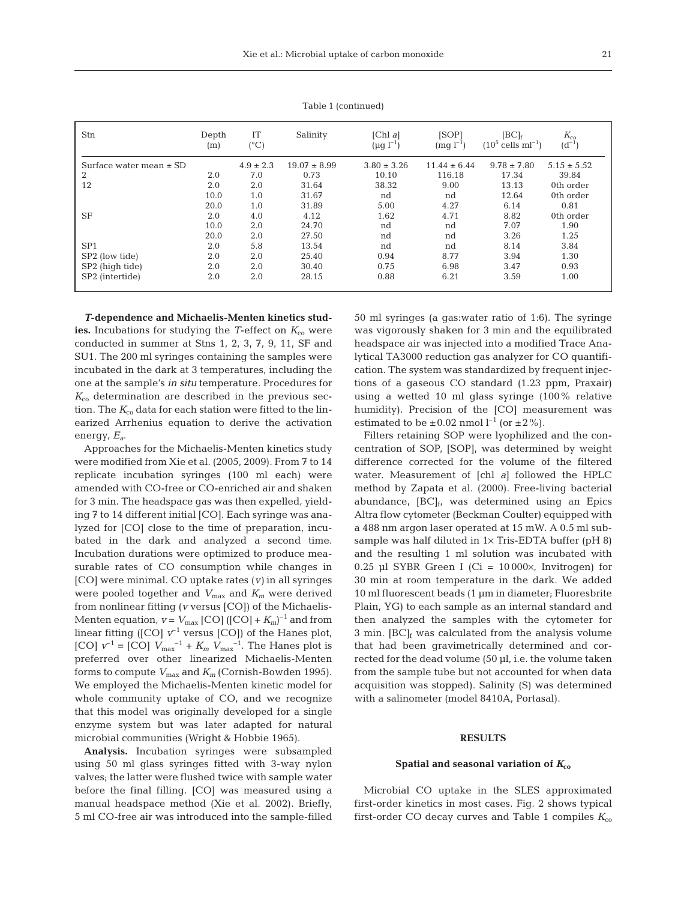Table 1 (continued)

| Stn | Depth (m) | IT (°C) | Salinity | [Chl *a*] ($\mu g\ l^{-1}$) | [SOP] ($mg\ l^{-1}$) | $[BC]_f$ ($10^5$ cells $ml^{-1}$) | $K_{co}$ ($d^{-1}$) |
|---|---|---|---|---|---|---|---|
| Surface water mean ± SD | | 4.9 ± 2.3 | 19.07 ± 8.99 | 3.80 ± 3.26 | 11.44 ± 6.44 | 9.78 ± 7.80 | 5.15 ± 5.52 |
| 2 | 2.0 | 7.0 | 0.73 | 10.10 | 116.18 | 17.34 | 39.84 |
| 12 | 2.0 | 2.0 | 31.64 | 38.32 | 9.00 | 13.13 | 0th order |
| | 10.0 | 1.0 | 31.67 | nd | nd | 12.64 | 0th order |
| | 20.0 | 1.0 | 31.89 | 5.00 | 4.27 | 6.14 | 0.81 |
| SF | 2.0 | 4.0 | 4.12 | 1.62 | 4.71 | 8.82 | 0th order |
| | 10.0 | 2.0 | 24.70 | nd | nd | 7.07 | 1.90 |
| | 20.0 | 2.0 | 27.50 | nd | nd | 3.26 | 1.25 |
| SP1 | 2.0 | 5.8 | 13.54 | nd | nd | 8.14 | 3.84 |
| SP2 (low tide) | 2.0 | 2.0 | 25.40 | 0.94 | 8.77 | 3.94 | 1.30 |
| SP2 (high tide) | 2.0 | 2.0 | 30.40 | 0.75 | 6.98 | 3.47 | 0.93 |
| SP2 (intertide) | 2.0 | 2.0 | 28.15 | 0.88 | 6.21 | 3.59 | 1.00 |

***T*-dependence and Michaelis-Menten kinetics studies.** Incubations for studying the *T*-effect on $K_{co}$ were conducted in summer at Stns 1, 2, 3, 7, 9, 11, SF and SU1. The 200 ml syringes containing the samples were incubated in the dark at 3 temperatures, including the one at the sample's *in situ* temperature. Procedures for $K_{co}$ determination are described in the previous section. The $K_{co}$ data for each station were fitted to the linearized Arrhenius equation to derive the activation energy, $E_a$.

Approaches for the Michaelis-Menten kinetics study were modified from Xie et al. (2005, 2009). From 7 to 14 replicate incubation syringes (100 ml each) were amended with CO-free or CO-enriched air and shaken for 3 min. The headspace gas was then expelled, yielding 7 to 14 different initial [CO]. Each syringe was analyzed for [CO] close to the time of preparation, incubated in the dark and analyzed a second time. Incubation durations were optimized to produce measurable rates of CO consumption while changes in [CO] were minimal. CO uptake rates (*v*) in all syringes were pooled together and $V_{max}$ and $K_m$ were derived from nonlinear fitting (*v* versus [CO]) of the Michaelis-Menten equation, $v = V_{max}\,[CO]\,([CO] + K_m)^{-1}$ and from linear fitting ($[CO]\,v^{-1}$ versus [CO]) of the Hanes plot, $[CO]\,v^{-1} = [CO]\,V_{max}^{-1} + K_m\,V_{max}^{-1}$. The Hanes plot is preferred over other linearized Michaelis-Menten forms to compute $V_{max}$ and $K_m$ (Cornish-Bowden 1995). We employed the Michaelis-Menten kinetic model for whole community uptake of CO, and we recognize that this model was originally developed for a single enzyme system but was later adapted for natural microbial communities (Wright & Hobbie 1965).

**Analysis.** Incubation syringes were subsampled using 50 ml glass syringes fitted with 3-way nylon valves; the latter were flushed twice with sample water before the final filling. [CO] was measured using a manual headspace method (Xie et al. 2002). Briefly, 5 ml CO-free air was introduced into the sample-filled 50 ml syringes (a gas:water ratio of 1:6). The syringe was vigorously shaken for 3 min and the equilibrated headspace air was injected into a modified Trace Analytical TA3000 reduction gas analyzer for CO quantification. The system was standardized by frequent injections of a gaseous CO standard (1.23 ppm, Praxair) using a wetted 10 ml glass syringe (100% relative humidity). Precision of the [CO] measurement was estimated to be $\pm 0.02$ nmol $l^{-1}$ (or $\pm 2\%$).

Filters retaining SOP were lyophilized and the concentration of SOP, [SOP], was determined by weight difference corrected for the volume of the filtered water. Measurement of [chl *a*] followed the HPLC method by Zapata et al. (2000). Free-living bacterial abundance, $[BC]_f$, was determined using an Epics Altra flow cytometer (Beckman Coulter) equipped with a 488 nm argon laser operated at 15 mW. A 0.5 ml subsample was half diluted in 1× Tris-EDTA buffer (pH 8) and the resulting 1 ml solution was incubated with 0.25 µl SYBR Green I (Ci = 10 000×, Invitrogen) for 30 min at room temperature in the dark. We added 10 ml fluorescent beads (1 µm in diameter; Fluoresbrite Plain, YG) to each sample as an internal standard and then analyzed the samples with the cytometer for 3 min. $[BC]_f$ was calculated from the analysis volume that had been gravimetrically determined and corrected for the dead volume (50 µl, i.e. the volume taken from the sample tube but not accounted for when data acquisition was stopped). Salinity (S) was determined with a salinometer (model 8410A, Portasal).

## RESULTS

### Spatial and seasonal variation of $K_{co}$

Microbial CO uptake in the SLES approximated first-order kinetics in most cases. Fig. 2 shows typical first-order CO decay curves and Table 1 compiles $K_{co}$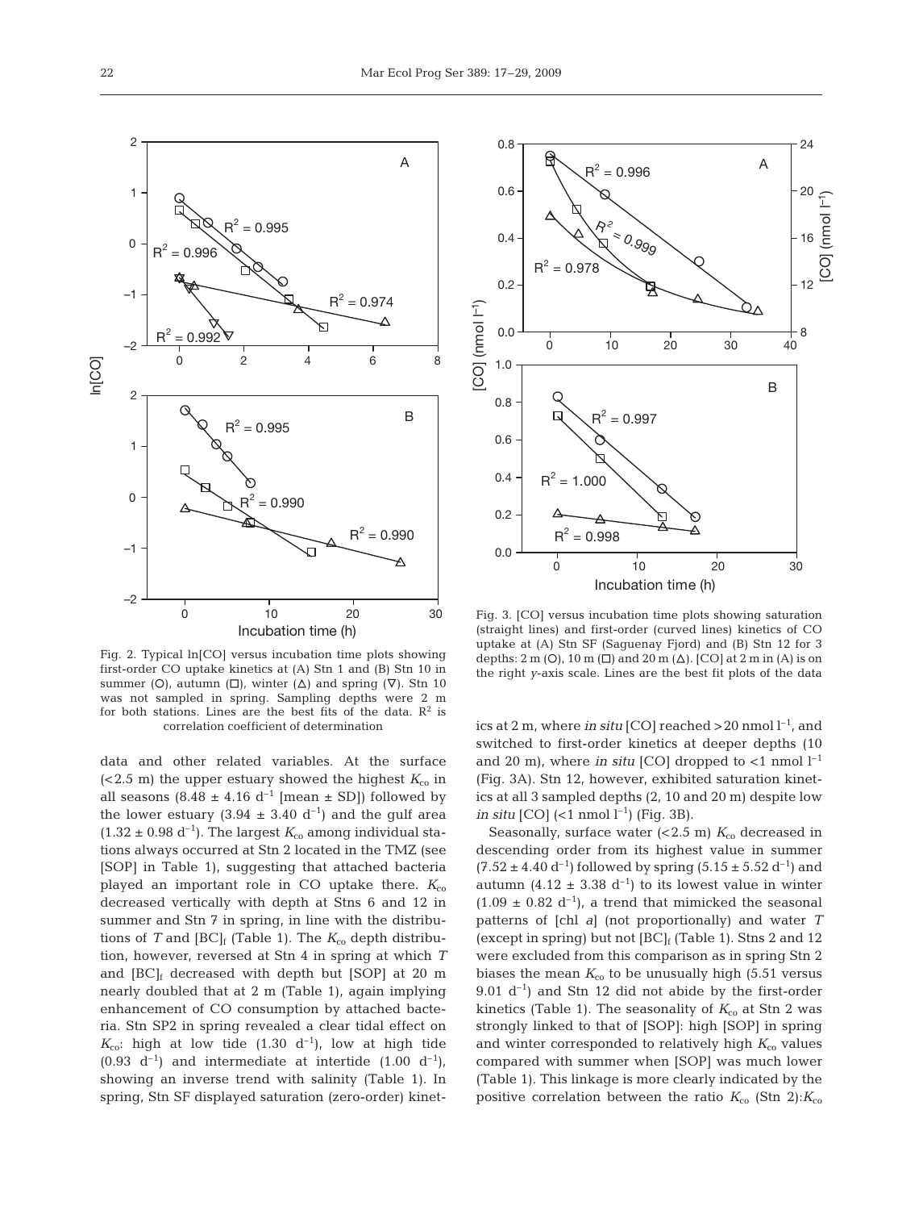Fig. 2. Typical ln[CO] versus incubation time plots showing first-order CO uptake kinetics at (A) Stn 1 and (B) Stn 10 in summer (○), autumn (□), winter (△) and spring (▽). Stn 10 was not sampled in spring. Sampling depths were 2 m for both stations. Lines are the best fits of the data. $R^2$ is correlation coefficient of determination

Fig. 3. [CO] versus incubation time plots showing saturation (straight lines) and first-order (curved lines) kinetics of CO uptake at (A) Stn SF (Saguenay Fjord) and (B) Stn 12 for 3 depths: 2 m (○), 10 m (□) and 20 m (△). [CO] at 2 m in (A) is on the right *y*-axis scale. Lines are the best fit plots of the data

data and other related variables. At the surface (<2.5 m) the upper estuary showed the highest $K_{co}$ in all seasons (8.48 ± 4.16 $d^{-1}$ [mean ± SD]) followed by the lower estuary (3.94 ± 3.40 $d^{-1}$) and the gulf area (1.32 ± 0.98 $d^{-1}$). The largest $K_{co}$ among individual stations always occurred at Stn 2 located in the TMZ (see [SOP] in Table 1), suggesting that attached bacteria played an important role in CO uptake there. $K_{co}$ decreased vertically with depth at Stns 6 and 12 in summer and Stn 7 in spring, in line with the distributions of $T$ and $[BC]_f$ (Table 1). The $K_{co}$ depth distribution, however, reversed at Stn 4 in spring at which $T$ and $[BC]_f$ decreased with depth but [SOP] at 20 m nearly doubled that at 2 m (Table 1), again implying enhancement of CO consumption by attached bacteria. Stn SP2 in spring revealed a clear tidal effect on $K_{co}$: high at low tide (1.30 $d^{-1}$), low at high tide (0.93 $d^{-1}$) and intermediate at intertide (1.00 $d^{-1}$), showing an inverse trend with salinity (Table 1). In spring, Stn SF displayed saturation (zero-order) kinetics at 2 m, where *in situ* [CO] reached >20 nmol $l^{-1}$, and switched to first-order kinetics at deeper depths (10 and 20 m), where *in situ* [CO] dropped to <1 nmol $l^{-1}$ (Fig. 3A). Stn 12, however, exhibited saturation kinetics at all 3 sampled depths (2, 10 and 20 m) despite low *in situ* [CO] (<1 nmol $l^{-1}$) (Fig. 3B).

Seasonally, surface water (<2.5 m) $K_{co}$ decreased in descending order from its highest value in summer (7.52 ± 4.40 $d^{-1}$) followed by spring (5.15 ± 5.52 $d^{-1}$) and autumn (4.12 ± 3.38 $d^{-1}$) to its lowest value in winter (1.09 ± 0.82 $d^{-1}$), a trend that mimicked the seasonal patterns of [chl *a*] (not proportionally) and water $T$ (except in spring) but not $[BC]_f$ (Table 1). Stns 2 and 12 were excluded from this comparison as in spring Stn 2 biases the mean $K_{co}$ to be unusually high (5.51 versus 9.01 $d^{-1}$) and Stn 12 did not abide by the first-order kinetics (Table 1). The seasonality of $K_{co}$ at Stn 2 was strongly linked to that of [SOP]: high [SOP] in spring and winter corresponded to relatively high $K_{co}$ values compared with summer when [SOP] was much lower (Table 1). This linkage is more clearly indicated by the positive correlation between the ratio $K_{co}$ (Stn 2):$K_{co}$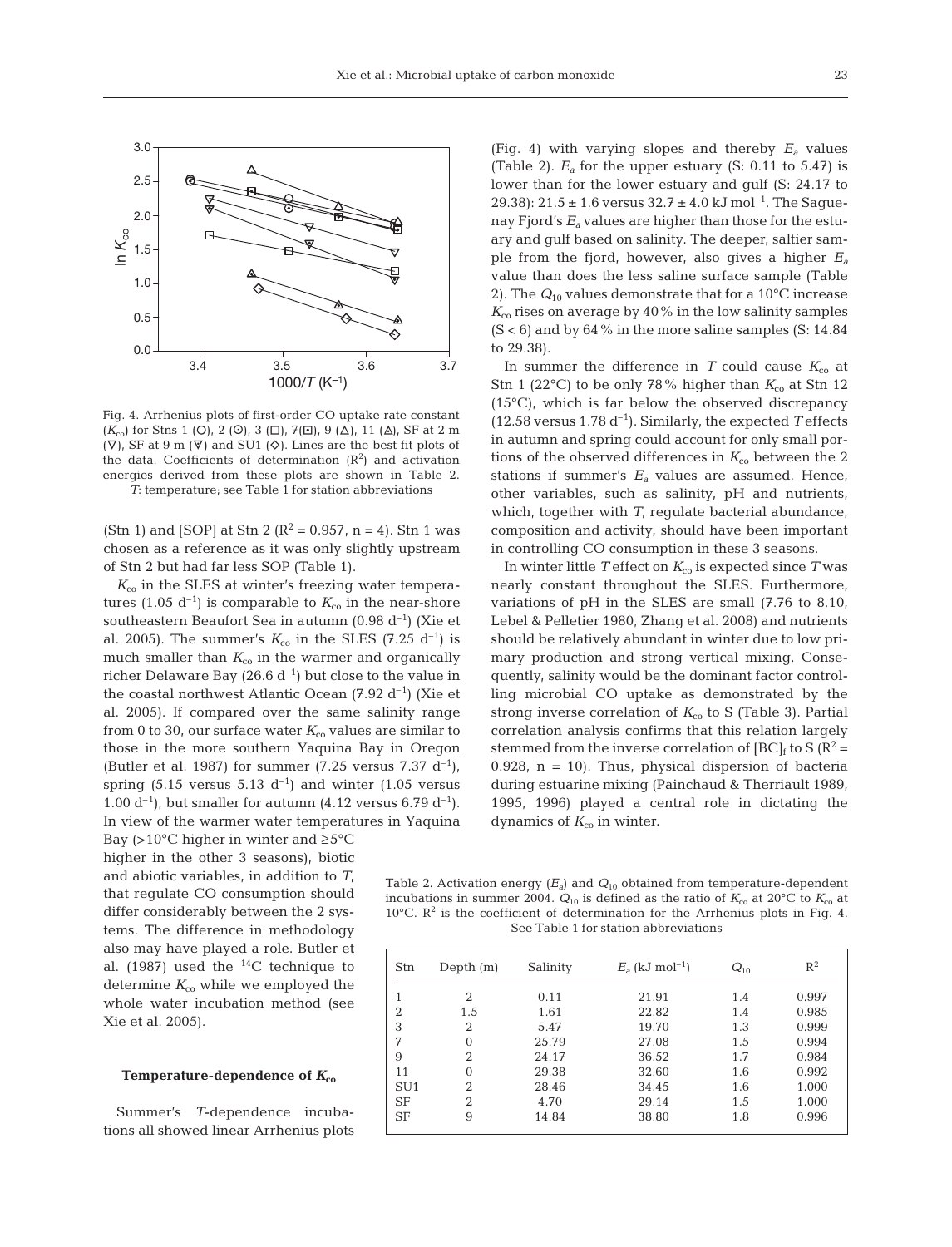Fig. 4. Arrhenius plots of first-order CO uptake rate constant ($K_{co}$) for Stns 1 (○), 2 (⊙), 3 (□), 7(⊡), 9 (△), 11 (◬), SF at 2 m (▽), SF at 9 m (⊽) and SU1 (◇). Lines are the best fit plots of the data. Coefficients of determination ($R^2$) and activation energies derived from these plots are shown in Table 2. $T$: temperature; see Table 1 for station abbreviations

(Stn 1) and [SOP] at Stn 2 ($R^2$ = 0.957, n = 4). Stn 1 was chosen as a reference as it was only slightly upstream of Stn 2 but had far less SOP (Table 1).

$K_{co}$ in the SLES at winter's freezing water temperatures (1.05 $d^{-1}$) is comparable to $K_{co}$ in the near-shore southeastern Beaufort Sea in autumn (0.98 $d^{-1}$) (Xie et al. 2005). The summer's $K_{co}$ in the SLES (7.25 $d^{-1}$) is much smaller than $K_{co}$ in the warmer and organically richer Delaware Bay (26.6 $d^{-1}$) but close to the value in the coastal northwest Atlantic Ocean (7.92 $d^{-1}$) (Xie et al. 2005). If compared over the same salinity range from 0 to 30, our surface water $K_{co}$ values are similar to those in the more southern Yaquina Bay in Oregon (Butler et al. 1987) for summer (7.25 versus 7.37 $d^{-1}$), spring (5.15 versus 5.13 $d^{-1}$) and winter (1.05 versus 1.00 $d^{-1}$), but smaller for autumn (4.12 versus 6.79 $d^{-1}$). In view of the warmer water temperatures in Yaquina Bay (>10°C higher in winter and ≥5°C higher in the other 3 seasons), biotic and abiotic variables, in addition to $T$, that regulate CO consumption should differ considerably between the 2 systems. The difference in methodology also may have played a role. Butler et al. (1987) used the $^{14}C$ technique to determine $K_{co}$ while we employed the whole water incubation method (see Xie et al. 2005).

### Temperature-dependence of $K_{co}$

Summer's $T$-dependence incubations all showed linear Arrhenius plots (Fig. 4) with varying slopes and thereby $E_a$ values (Table 2). $E_a$ for the upper estuary (S: 0.11 to 5.47) is lower than for the lower estuary and gulf (S: 24.17 to 29.38): 21.5 ± 1.6 versus 32.7 ± 4.0 kJ $mol^{-1}$. The Saguenay Fjord's $E_a$ values are higher than those for the estuary and gulf based on salinity. The deeper, saltier sample from the fjord, however, also gives a higher $E_a$ value than does the less saline surface sample (Table 2). The $Q_{10}$ values demonstrate that for a 10°C increase $K_{co}$ rises on average by 40% in the low salinity samples (S < 6) and by 64% in the more saline samples (S: 14.84 to 29.38).

In summer the difference in $T$ could cause $K_{co}$ at Stn 1 (22°C) to be only 78% higher than $K_{co}$ at Stn 12 (15°C), which is far below the observed discrepancy (12.58 versus 1.78 $d^{-1}$). Similarly, the expected $T$ effects in autumn and spring could account for only small portions of the observed differences in $K_{co}$ between the 2 stations if summer's $E_a$ values are assumed. Hence, other variables, such as salinity, pH and nutrients, which, together with $T$, regulate bacterial abundance, composition and activity, should have been important in controlling CO consumption in these 3 seasons.

In winter little $T$ effect on $K_{co}$ is expected since $T$ was nearly constant throughout the SLES. Furthermore, variations of pH in the SLES are small (7.76 to 8.10, Lebel & Pelletier 1980, Zhang et al. 2008) and nutrients should be relatively abundant in winter due to low primary production and strong vertical mixing. Consequently, salinity would be the dominant factor controlling microbial CO uptake as demonstrated by the strong inverse correlation of $K_{co}$ to S (Table 3). Partial correlation analysis confirms that this relation largely stemmed from the inverse correlation of $[BC]_t$ to S ($R^2$ = 0.928, n = 10). Thus, physical dispersion of bacteria during estuarine mixing (Painchaud & Therriault 1989, 1995, 1996) played a central role in dictating the dynamics of $K_{co}$ in winter.

Table 2. Activation energy ($E_a$) and $Q_{10}$ obtained from temperature-dependent incubations in summer 2004. $Q_{10}$ is defined as the ratio of $K_{co}$ at 20°C to $K_{co}$ at 10°C. $R^2$ is the coefficient of determination for the Arrhenius plots in Fig. 4. See Table 1 for station abbreviations

| Stn | Depth (m) | Salinity | $E_a$ (kJ $mol^{-1}$) | $Q_{10}$ | $R^2$ |
|---|---|---|---|---|---|
| 1 | 2 | 0.11 | 21.91 | 1.4 | 0.997 |
| 2 | 1.5 | 1.61 | 22.82 | 1.4 | 0.985 |
| 3 | 2 | 5.47 | 19.70 | 1.3 | 0.999 |
| 7 | 0 | 25.79 | 27.08 | 1.5 | 0.994 |
| 9 | 2 | 24.17 | 36.52 | 1.7 | 0.984 |
| 11 | 0 | 29.38 | 32.60 | 1.6 | 0.992 |
| SU1 | 2 | 28.46 | 34.45 | 1.6 | 1.000 |
| SF | 2 | 4.70 | 29.14 | 1.5 | 1.000 |
| SF | 9 | 14.84 | 38.80 | 1.8 | 0.996 |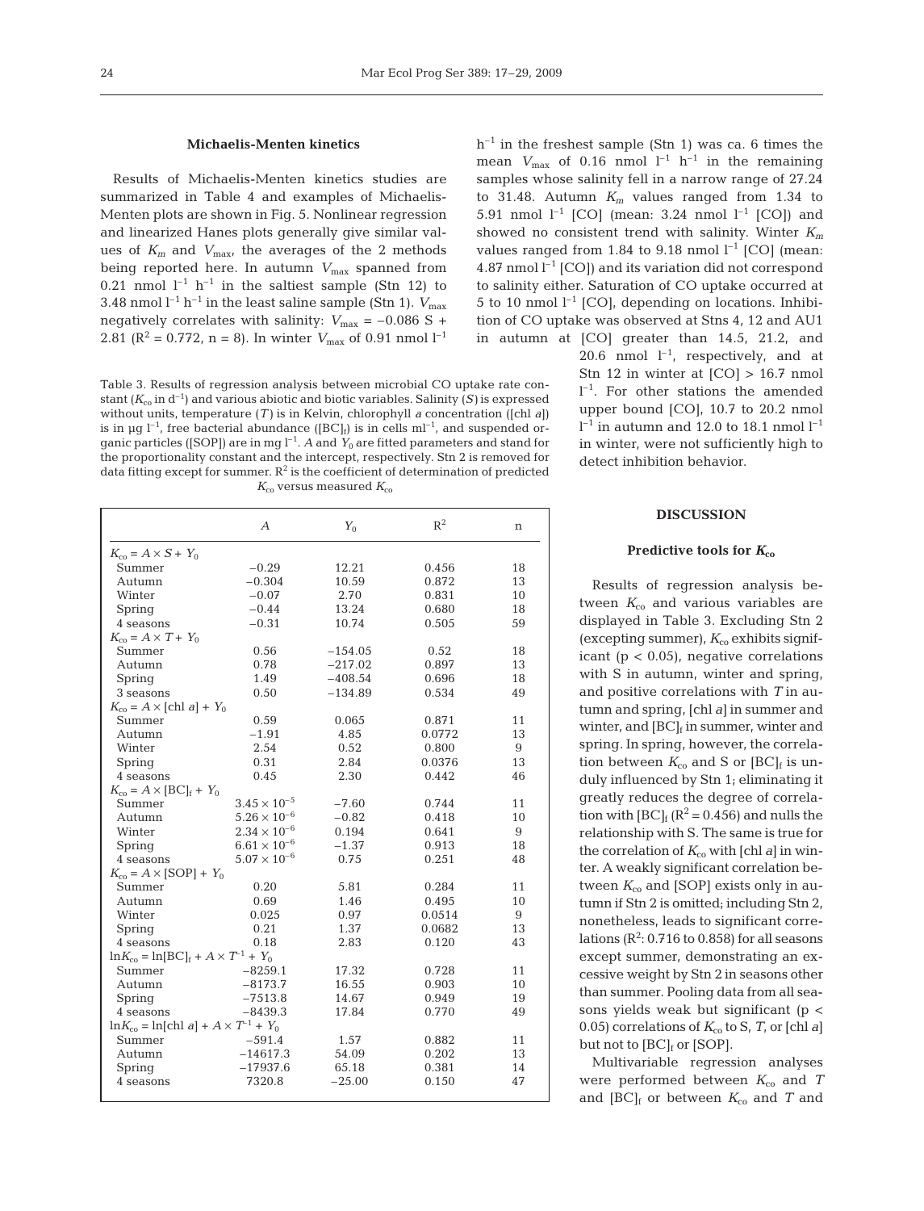### Michaelis-Menten kinetics

Results of Michaelis-Menten kinetics studies are summarized in Table 4 and examples of Michaelis-Menten plots are shown in Fig. 5. Nonlinear regression and linearized Hanes plots generally give similar values of $K_m$ and $V_{max}$, the averages of the 2 methods being reported here. In autumn $V_{max}$ spanned from 0.21 nmol $l^{-1}$ $h^{-1}$ in the saltiest sample (Stn 12) to 3.48 nmol $l^{-1}$ $h^{-1}$ in the least saline sample (Stn 1). $V_{max}$ negatively correlates with salinity: $V_{max} = -0.086$ S + 2.81 ($R^2 = 0.772$, n = 8). In winter $V_{max}$ of 0.91 nmol $l^{-1}$ $h^{-1}$ in the freshest sample (Stn 1) was ca. 6 times the mean $V_{max}$ of 0.16 nmol $l^{-1}$ $h^{-1}$ in the remaining samples whose salinity fell in a narrow range of 27.24 to 31.48. Autumn $K_m$ values ranged from 1.34 to 5.91 nmol $l^{-1}$ [CO] (mean: 3.24 nmol $l^{-1}$ [CO]) and showed no consistent trend with salinity. Winter $K_m$ values ranged from 1.84 to 9.18 nmol $l^{-1}$ [CO] (mean: 4.87 nmol $l^{-1}$ [CO]) and its variation did not correspond to salinity either. Saturation of CO uptake occurred at 5 to 10 nmol $l^{-1}$ [CO], depending on locations. Inhibition of CO uptake was observed at Stns 4, 12 and AU1 in autumn at [CO] greater than 14.5, 21.2, and 20.6 nmol $l^{-1}$, respectively, and at Stn 12 in winter at [CO] > 16.7 nmol $l^{-1}$. For other stations the amended upper bound [CO], 10.7 to 20.2 nmol $l^{-1}$ in autumn and 12.0 to 18.1 nmol $l^{-1}$ in winter, were not sufficiently high to detect inhibition behavior.

Table 3. Results of regression analysis between microbial CO uptake rate constant ($K_{co}$ in $d^{-1}$) and various abiotic and biotic variables. Salinity ($S$) is expressed without units, temperature ($T$) is in Kelvin, chlorophyll *a* concentration ([chl *a*]) is in µg $l^{-1}$, free bacterial abundance ($[BC]_f$) is in cells $ml^{-1}$, and suspended organic particles ([SOP]) are in mg $l^{-1}$. $A$ and $Y_0$ are fitted parameters and stand for the proportionality constant and the intercept, respectively. Stn 2 is removed for data fitting except for summer. $R^2$ is the coefficient of determination of predicted $K_{co}$ versus measured $K_{co}$

| | $A$ | $Y_0$ | $R^2$ | n |
|---|---|---|---|---|
| $K_{co} = A \times S + Y_0$ | | | | |
| Summer | −0.29 | 12.21 | 0.456 | 18 |
| Autumn | −0.304 | 10.59 | 0.872 | 13 |
| Winter | −0.07 | 2.70 | 0.831 | 10 |
| Spring | −0.44 | 13.24 | 0.680 | 18 |
| 4 seasons | −0.31 | 10.74 | 0.505 | 59 |
| $K_{co} = A \times T + Y_0$ | | | | |
| Summer | 0.56 | −154.05 | 0.52 | 18 |
| Autumn | 0.78 | −217.02 | 0.897 | 13 |
| Spring | 1.49 | −408.54 | 0.696 | 18 |
| 3 seasons | 0.50 | −134.89 | 0.534 | 49 |
| $K_{co} = A \times$ [chl *a*] $+ Y_0$ | | | | |
| Summer | 0.59 | 0.065 | 0.871 | 11 |
| Autumn | −1.91 | 4.85 | 0.0772 | 13 |
| Winter | 2.54 | 0.52 | 0.800 | 9 |
| Spring | 0.31 | 2.84 | 0.0376 | 13 |
| 4 seasons | 0.45 | 2.30 | 0.442 | 46 |
| $K_{co} = A \times [BC]_f + Y_0$ | | | | |
| Summer | $3.45 \times 10^{-5}$ | −7.60 | 0.744 | 11 |
| Autumn | $5.26 \times 10^{-6}$ | −0.82 | 0.418 | 10 |
| Winter | $2.34 \times 10^{-6}$ | 0.194 | 0.641 | 9 |
| Spring | $6.61 \times 10^{-6}$ | −1.37 | 0.913 | 18 |
| 4 seasons | $5.07 \times 10^{-6}$ | 0.75 | 0.251 | 48 |
| $K_{co} = A \times$ [SOP] $+ Y_0$ | | | | |
| Summer | 0.20 | 5.81 | 0.284 | 11 |
| Autumn | 0.69 | 1.46 | 0.495 | 10 |
| Winter | 0.025 | 0.97 | 0.0514 | 9 |
| Spring | 0.21 | 1.37 | 0.0682 | 13 |
| 4 seasons | 0.18 | 2.83 | 0.120 | 43 |
| $\ln K_{co} = \ln[BC]_f + A \times T^{-1} + Y_0$ | | | | |
| Summer | −8259.1 | 17.32 | 0.728 | 11 |
| Autumn | −8173.7 | 16.55 | 0.903 | 10 |
| Spring | −7513.8 | 14.67 | 0.949 | 19 |
| 4 seasons | −8439.3 | 17.84 | 0.770 | 49 |
| $\ln K_{co} = \ln$[chl *a*] $+ A \times T^{-1} + Y_0$ | | | | |
| Summer | −591.4 | 1.57 | 0.882 | 11 |
| Autumn | −14617.3 | 54.09 | 0.202 | 13 |
| Spring | −17937.6 | 65.18 | 0.381 | 14 |
| 4 seasons | 7320.8 | −25.00 | 0.150 | 47 |

## DISCUSSION

### Predictive tools for $K_{co}$

Results of regression analysis between $K_{co}$ and various variables are displayed in Table 3. Excluding Stn 2 (excepting summer), $K_{co}$ exhibits significant ($p < 0.05$), negative correlations with S in autumn, winter and spring, and positive correlations with $T$ in autumn and spring, [chl *a*] in summer and winter, and $[BC]_f$ in summer, winter and spring. In spring, however, the correlation between $K_{co}$ and S or $[BC]_f$ is unduly influenced by Stn 1; eliminating it greatly reduces the degree of correlation with $[BC]_f$ ($R^2 = 0.456$) and nulls the relationship with S. The same is true for the correlation of $K_{co}$ with [chl *a*] in winter. A weakly significant correlation between $K_{co}$ and [SOP] exists only in autumn if Stn 2 is omitted; including Stn 2, nonetheless, leads to significant correlations ($R^2$: 0.716 to 0.858) for all seasons except summer, demonstrating an excessive weight by Stn 2 in seasons other than summer. Pooling data from all seasons yields weak but significant ($p < 0.05$) correlations of $K_{co}$ to S, $T$, or [chl *a*] but not to $[BC]_f$ or [SOP].

Multivariable regression analyses were performed between $K_{co}$ and $T$ and $[BC]_f$ or between $K_{co}$ and $T$ and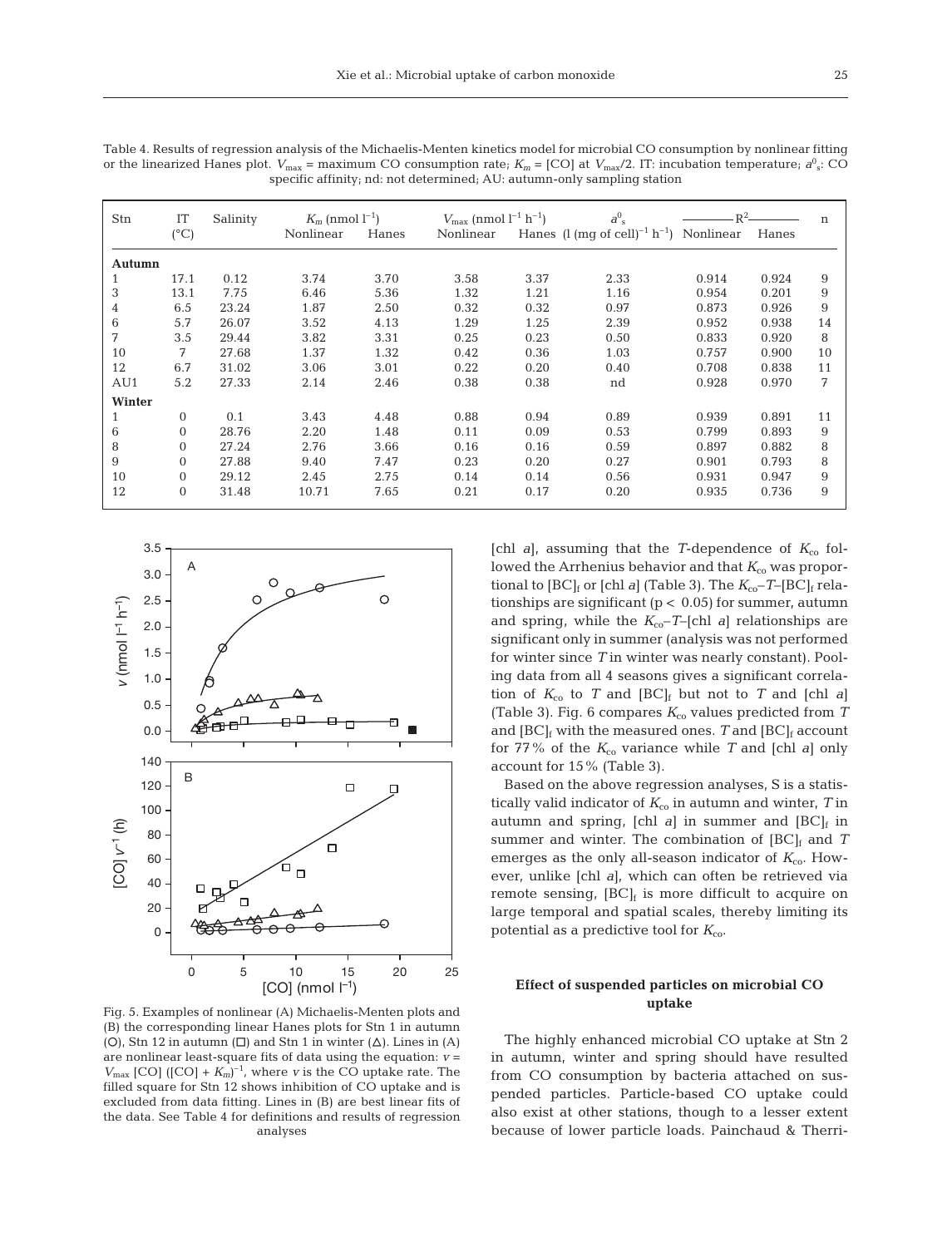Table 4. Results of regression analysis of the Michaelis-Menten kinetics model for microbial CO consumption by nonlinear fitting or the linearized Hanes plot. $V_{max}$ = maximum CO consumption rate; $K_m$ = [CO] at $V_{max}/2$. IT: incubation temperature; $a^0_s$: CO specific affinity; nd: not determined; AU: autumn-only sampling station

| Stn | IT (°C) | Salinity | $K_m$ (nmol $l^{-1}$) | | $V_{max}$ (nmol $l^{-1}$ $h^{-1}$) | | $a^0_s$ | $R^2$ | | n |
|---|---|---|---|---|---|---|---|---|---|---|
| | | | Nonlinear | Hanes | Nonlinear | Hanes | (l (mg of cell)$^{-1}$ $h^{-1}$) | Nonlinear | Hanes | |
| **Autumn** | | | | | | | | | | |
| 1 | 17.1 | 0.12 | 3.74 | 3.70 | 3.58 | 3.37 | 2.33 | 0.914 | 0.924 | 9 |
| 3 | 13.1 | 7.75 | 6.46 | 5.36 | 1.32 | 1.21 | 1.16 | 0.954 | 0.201 | 9 |
| 4 | 6.5 | 23.24 | 1.87 | 2.50 | 0.32 | 0.32 | 0.97 | 0.873 | 0.926 | 9 |
| 6 | 5.7 | 26.07 | 3.52 | 4.13 | 1.29 | 1.25 | 2.39 | 0.952 | 0.938 | 14 |
| 7 | 3.5 | 29.44 | 3.82 | 3.31 | 0.25 | 0.23 | 0.50 | 0.833 | 0.920 | 8 |
| 10 | 7 | 27.68 | 1.37 | 1.32 | 0.42 | 0.36 | 1.03 | 0.757 | 0.900 | 10 |
| 12 | 6.7 | 31.02 | 3.06 | 3.01 | 0.22 | 0.20 | 0.40 | 0.708 | 0.838 | 11 |
| AU1 | 5.2 | 27.33 | 2.14 | 2.46 | 0.38 | 0.38 | nd | 0.928 | 0.970 | 7 |
| **Winter** | | | | | | | | | | |
| 1 | 0 | 0.1 | 3.43 | 4.48 | 0.88 | 0.94 | 0.89 | 0.939 | 0.891 | 11 |
| 6 | 0 | 28.76 | 2.20 | 1.48 | 0.11 | 0.09 | 0.53 | 0.799 | 0.893 | 9 |
| 8 | 0 | 27.24 | 2.76 | 3.66 | 0.16 | 0.16 | 0.59 | 0.897 | 0.882 | 8 |
| 9 | 0 | 27.88 | 9.40 | 7.47 | 0.23 | 0.20 | 0.27 | 0.901 | 0.793 | 8 |
| 10 | 0 | 29.12 | 2.45 | 2.75 | 0.14 | 0.14 | 0.56 | 0.931 | 0.947 | 9 |
| 12 | 0 | 31.48 | 10.71 | 7.65 | 0.21 | 0.17 | 0.20 | 0.935 | 0.736 | 9 |

Fig. 5. Examples of nonlinear (A) Michaelis-Menten plots and (B) the corresponding linear Hanes plots for Stn 1 in autumn (○), Stn 12 in autumn (□) and Stn 1 in winter (△). Lines in (A) are nonlinear least-square fits of data using the equation: $v = V_{max}$ [CO] ([CO] + $K_m$)$^{-1}$, where $v$ is the CO uptake rate. The filled square for Stn 12 shows inhibition of CO uptake and is excluded from data fitting. Lines in (B) are best linear fits of the data. See Table 4 for definitions and results of regression analyses

[chl *a*], assuming that the *T*-dependence of $K_{co}$ followed the Arrhenius behavior and that $K_{co}$ was proportional to $[BC]_f$ or [chl *a*] (Table 3). The $K_{co}$–$T$–$[BC]_f$ relationships are significant ($p < 0.05$) for summer, autumn and spring, while the $K_{co}$–$T$–[chl *a*] relationships are significant only in summer (analysis was not performed for winter since *T* in winter was nearly constant). Pooling data from all 4 seasons gives a significant correlation of $K_{co}$ to *T* and $[BC]_f$ but not to *T* and [chl *a*] (Table 3). Fig. 6 compares $K_{co}$ values predicted from *T* and $[BC]_f$ with the measured ones. *T* and $[BC]_f$ account for 77% of the $K_{co}$ variance while *T* and [chl *a*] only account for 15% (Table 3).

Based on the above regression analyses, S is a statistically valid indicator of $K_{co}$ in autumn and winter, *T* in autumn and spring, [chl *a*] in summer and $[BC]_f$ in summer and winter. The combination of $[BC]_f$ and *T* emerges as the only all-season indicator of $K_{co}$. However, unlike [chl *a*], which can often be retrieved via remote sensing, $[BC]_f$ is more difficult to acquire on large temporal and spatial scales, thereby limiting its potential as a predictive tool for $K_{co}$.

### Effect of suspended particles on microbial CO uptake

The highly enhanced microbial CO uptake at Stn 2 in autumn, winter and spring should have resulted from CO consumption by bacteria attached on suspended particles. Particle-based CO uptake could also exist at other stations, though to a lesser extent because of lower particle loads. Painchaud & Therri-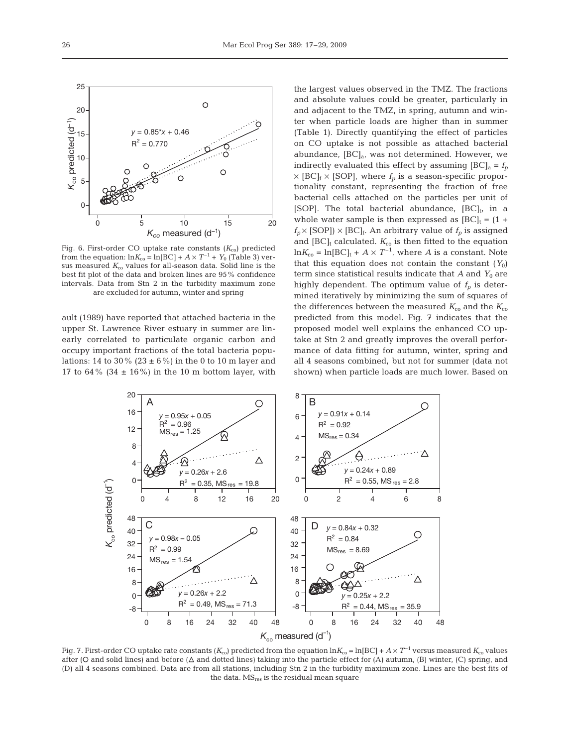Fig. 6. First-order CO uptake rate constants ($K_{co}$) predicted from the equation: $\ln K_{co} = \ln[BC] + A \times T^{-1} + Y_0$ (Table 3) versus measured $K_{co}$ values for all-season data. Solid line is the best fit plot of the data and broken lines are 95% confidence intervals. Data from Stn 2 in the turbidity maximum zone are excluded for autumn, winter and spring

ault (1989) have reported that attached bacteria in the upper St. Lawrence River estuary in summer are linearly correlated to particulate organic carbon and occupy important fractions of the total bacteria populations: 14 to 30% (23 ± 6%) in the 0 to 10 m layer and 17 to 64% (34 ± 16%) in the 10 m bottom layer, with the largest values observed in the TMZ. The fractions and absolute values could be greater, particularly in and adjacent to the TMZ, in spring, autumn and winter when particle loads are higher than in summer (Table 1). Directly quantifying the effect of particles on CO uptake is not possible as attached bacterial abundance, $[BC]_a$, was not determined. However, we indirectly evaluated this effect by assuming $[BC]_a = f_p \times [BC]_f \times [SOP]$, where $f_p$ is a season-specific proportionality constant, representing the fraction of free bacterial cells attached on the particles per unit of [SOP]. The total bacterial abundance, $[BC]_t$, in a whole water sample is then expressed as $[BC]_t = (1 + f_p \times [SOP]) \times [BC]_f$. An arbitrary value of $f_p$ is assigned and $[BC]_t$ calculated. $K_{co}$ is then fitted to the equation $\ln K_{co} = \ln[BC]_t + A \times T^{-1}$, where $A$ is a constant. Note that this equation does not contain the constant ($Y_0$) term since statistical results indicate that $A$ and $Y_0$ are highly dependent. The optimum value of $f_p$ is determined iteratively by minimizing the sum of squares of the differences between the measured $K_{co}$ and the $K_{co}$ predicted from this model. Fig. 7 indicates that the proposed model well explains the enhanced CO uptake at Stn 2 and greatly improves the overall performance of data fitting for autumn, winter, spring and all 4 seasons combined, but not for summer (data not shown) when particle loads are much lower. Based on

Fig. 7. First-order CO uptake rate constants ($K_{co}$) predicted from the equation $\ln K_{co} = \ln[BC] + A \times T^{-1}$ versus measured $K_{co}$ values after (○ and solid lines) and before (△ and dotted lines) taking into the particle effect for (A) autumn, (B) winter, (C) spring, and (D) all 4 seasons combined. Data are from all stations, including Stn 2 in the turbidity maximum zone. Lines are the best fits of the data. $MS_{res}$ is the residual mean square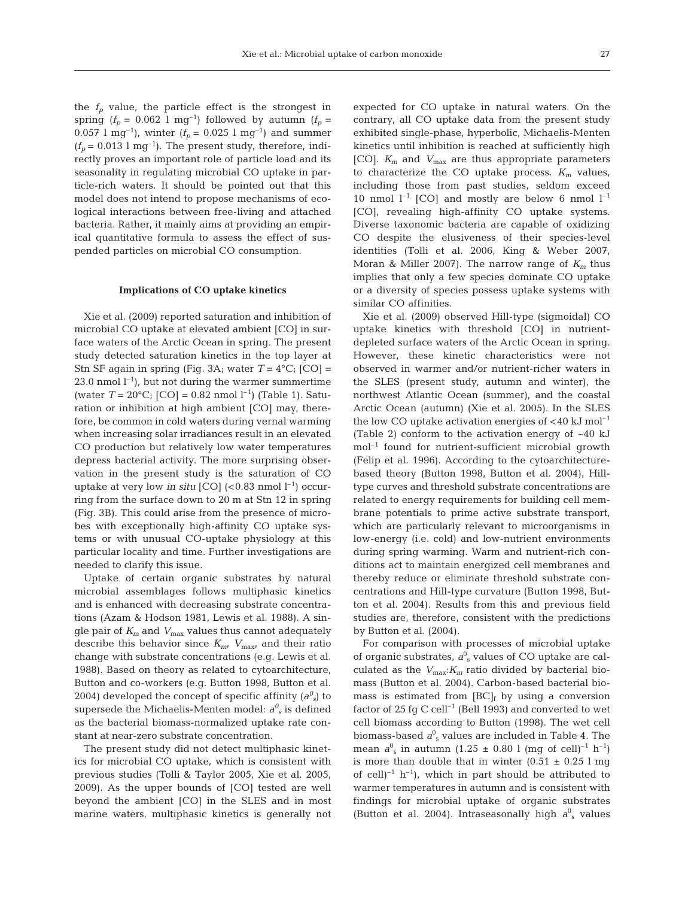the $f_p$ value, the particle effect is the strongest in spring ($f_p$ = 0.062 l $mg^{-1}$) followed by autumn ($f_p$ = 0.057 l $mg^{-1}$), winter ($f_p$ = 0.025 l $mg^{-1}$) and summer ($f_p$ = 0.013 l $mg^{-1}$). The present study, therefore, indirectly proves an important role of particle load and its seasonality in regulating microbial CO uptake in particle-rich waters. It should be pointed out that this model does not intend to propose mechanisms of ecological interactions between free-living and attached bacteria. Rather, it mainly aims at providing an empirical quantitative formula to assess the effect of suspended particles on microbial CO consumption.

### Implications of CO uptake kinetics

Xie et al. (2009) reported saturation and inhibition of microbial CO uptake at elevated ambient [CO] in surface waters of the Arctic Ocean in spring. The present study detected saturation kinetics in the top layer at Stn SF again in spring (Fig. 3A; water $T$ = 4°C; [CO] = 23.0 nmol $l^{-1}$), but not during the warmer summertime (water $T$ = 20°C; [CO] = 0.82 nmol $l^{-1}$) (Table 1). Saturation or inhibition at high ambient [CO] may, therefore, be common in cold waters during vernal warming when increasing solar irradiances result in an elevated CO production but relatively low water temperatures depress bacterial activity. The more surprising observation in the present study is the saturation of CO uptake at very low *in situ* [CO] (<0.83 nmol $l^{-1}$) occurring from the surface down to 20 m at Stn 12 in spring (Fig. 3B). This could arise from the presence of microbes with exceptionally high-affinity CO uptake systems or with unusual CO-uptake physiology at this particular locality and time. Further investigations are needed to clarify this issue.

Uptake of certain organic substrates by natural microbial assemblages follows multiphasic kinetics and is enhanced with decreasing substrate concentrations (Azam & Hodson 1981, Lewis et al. 1988). A single pair of $K_m$ and $V_{max}$ values thus cannot adequately describe this behavior since $K_m$, $V_{max}$, and their ratio change with substrate concentrations (e.g. Lewis et al. 1988). Based on theory as related to cytoarchitecture, Button and co-workers (e.g. Button 1998, Button et al. 2004) developed the concept of specific affinity ($a^0_s$) to supersede the Michaelis-Menten model: $a^0_s$ is defined as the bacterial biomass-normalized uptake rate constant at near-zero substrate concentration.

The present study did not detect multiphasic kinetics for microbial CO uptake, which is consistent with previous studies (Tolli & Taylor 2005, Xie et al. 2005, 2009). As the upper bounds of [CO] tested are well beyond the ambient [CO] in the SLES and in most marine waters, multiphasic kinetics is generally not expected for CO uptake in natural waters. On the contrary, all CO uptake data from the present study exhibited single-phase, hyperbolic, Michaelis-Menten kinetics until inhibition is reached at sufficiently high [CO]. $K_m$ and $V_{max}$ are thus appropriate parameters to characterize the CO uptake process. $K_m$ values, including those from past studies, seldom exceed 10 nmol $l^{-1}$ [CO] and mostly are below 6 nmol $l^{-1}$ [CO], revealing high-affinity CO uptake systems. Diverse taxonomic bacteria are capable of oxidizing CO despite the elusiveness of their species-level identities (Tolli et al. 2006, King & Weber 2007, Moran & Miller 2007). The narrow range of $K_m$ thus implies that only a few species dominate CO uptake or a diversity of species possess uptake systems with similar CO affinities.

Xie et al. (2009) observed Hill-type (sigmoidal) CO uptake kinetics with threshold [CO] in nutrient-depleted surface waters of the Arctic Ocean in spring. However, these kinetic characteristics were not observed in warmer and/or nutrient-richer waters in the SLES (present study, autumn and winter), the northwest Atlantic Ocean (summer), and the coastal Arctic Ocean (autumn) (Xie et al. 2005). In the SLES the low CO uptake activation energies of <40 kJ $mol^{-1}$ (Table 2) conform to the activation energy of ~40 kJ $mol^{-1}$ found for nutrient-sufficient microbial growth (Felip et al. 1996). According to the cytoarchitecture-based theory (Button 1998, Button et al. 2004), Hill-type curves and threshold substrate concentrations are related to energy requirements for building cell membrane potentials to prime active substrate transport, which are particularly relevant to microorganisms in low-energy (i.e. cold) and low-nutrient environments during spring warming. Warm and nutrient-rich conditions act to maintain energized cell membranes and thereby reduce or eliminate threshold substrate concentrations and Hill-type curvature (Button 1998, Button et al. 2004). Results from this and previous field studies are, therefore, consistent with the predictions by Button et al. (2004).

For comparison with processes of microbial uptake of organic substrates, $a^0_s$ values of CO uptake are calculated as the $V_{max}$:$K_m$ ratio divided by bacterial biomass (Button et al. 2004). Carbon-based bacterial biomass is estimated from $[BC]_f$ by using a conversion factor of 25 fg C $cell^{-1}$ (Bell 1993) and converted to wet cell biomass according to Button (1998). The wet cell biomass-based $a^0_s$ values are included in Table 4. The mean $a^0_s$ in autumn (1.25 ± 0.80 l (mg of cell)$^{-1}$ $h^{-1}$) is more than double that in winter (0.51 ± 0.25 l mg of cell)$^{-1}$ $h^{-1}$), which in part should be attributed to warmer temperatures in autumn and is consistent with findings for microbial uptake of organic substrates (Button et al. 2004). Intraseasonally high $a^0_s$ values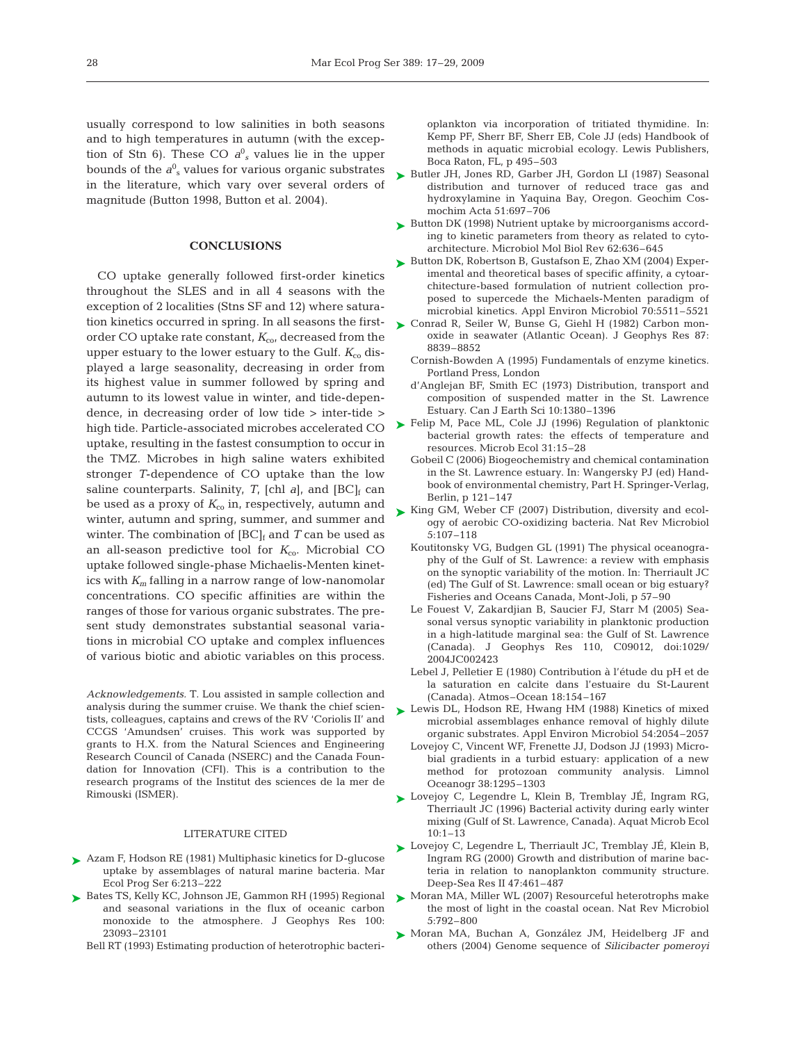usually correspond to low salinities in both seasons and to high temperatures in autumn (with the exception of Stn 6). These CO $a^0_s$ values lie in the upper bounds of the $a^0_s$ values for various organic substrates in the literature, which vary over several orders of magnitude (Button 1998, Button et al. 2004).

## CONCLUSIONS

CO uptake generally followed first-order kinetics throughout the SLES and in all 4 seasons with the exception of 2 localities (Stns SF and 12) where saturation kinetics occurred in spring. In all seasons the first-order CO uptake rate constant, $K_{co}$, decreased from the upper estuary to the lower estuary to the Gulf. $K_{co}$ displayed a large seasonality, decreasing in order from its highest value in summer followed by spring and autumn to its lowest value in winter, and tide-dependence, in decreasing order of low tide > inter-tide > high tide. Particle-associated microbes accelerated CO uptake, resulting in the fastest consumption to occur in the TMZ. Microbes in high saline waters exhibited stronger *T*-dependence of CO uptake than the low saline counterparts. Salinity, *T*, [chl *a*], and $[BC]_f$ can be used as a proxy of $K_{co}$ in, respectively, autumn and winter, autumn and spring, summer, and summer and winter. The combination of $[BC]_f$ and *T* can be used as an all-season predictive tool for $K_{co}$. Microbial CO uptake followed single-phase Michaelis-Menten kinetics with $K_m$ falling in a narrow range of low-nanomolar concentrations. CO specific affinities are within the ranges of those for various organic substrates. The present study demonstrates substantial seasonal variations in microbial CO uptake and complex influences of various biotic and abiotic variables on this process.

*Acknowledgements*. T. Lou assisted in sample collection and analysis during the summer cruise. We thank the chief scientists, colleagues, captains and crews of the RV 'Coriolis II' and CCGS 'Amundsen' cruises. This work was supported by grants to H.X. from the Natural Sciences and Engineering Research Council of Canada (NSERC) and the Canada Foundation for Innovation (CFI). This is a contribution to the research programs of the Institut des sciences de la mer de Rimouski (ISMER).

## LITERATURE CITED

- Azam F, Hodson RE (1981) Multiphasic kinetics for D-glucose uptake by assemblages of natural marine bacteria. Mar Ecol Prog Ser 6:213–222
- Bates TS, Kelly KC, Johnson JE, Gammon RH (1995) Regional and seasonal variations in the flux of oceanic carbon monoxide to the atmosphere. J Geophys Res 100: 23093–23101
- Bell RT (1993) Estimating production of heterotrophic bacterioplankton via incorporation of tritiated thymidine. In: Kemp PF, Sherr BF, Sherr EB, Cole JJ (eds) Handbook of methods in aquatic microbial ecology. Lewis Publishers, Boca Raton, FL, p 495–503
- Butler JH, Jones RD, Garber JH, Gordon LI (1987) Seasonal distribution and turnover of reduced trace gas and hydroxylamine in Yaquina Bay, Oregon. Geochim Cosmochim Acta 51:697–706
- Button DK (1998) Nutrient uptake by microorganisms according to kinetic parameters from theory as related to cytoarchitecture. Microbiol Mol Biol Rev 62:636–645
- Button DK, Robertson B, Gustafson E, Zhao XM (2004) Experimental and theoretical bases of specific affinity, a cytoarchitecture-based formulation of nutrient collection proposed to supercede the Michaels-Menten paradigm of microbial kinetics. Appl Environ Microbiol 70:5511–5521
- Conrad R, Seiler W, Bunse G, Giehl H (1982) Carbon monoxide in seawater (Atlantic Ocean). J Geophys Res 87: 8839–8852
- Cornish-Bowden A (1995) Fundamentals of enzyme kinetics. Portland Press, London
- d'Anglejan BF, Smith EC (1973) Distribution, transport and composition of suspended matter in the St. Lawrence Estuary. Can J Earth Sci 10:1380–1396
- Felip M, Pace ML, Cole JJ (1996) Regulation of planktonic bacterial growth rates: the effects of temperature and resources. Microb Ecol 31:15–28
- Gobeil C (2006) Biogeochemistry and chemical contamination in the St. Lawrence estuary. In: Wangersky PJ (ed) Handbook of environmental chemistry, Part H. Springer-Verlag, Berlin, p 121–147
- King GM, Weber CF (2007) Distribution, diversity and ecology of aerobic CO-oxidizing bacteria. Nat Rev Microbiol 5:107–118
- Koutitonsky VG, Budgen GL (1991) The physical oceanography of the Gulf of St. Lawrence: a review with emphasis on the synoptic variability of the motion. In: Therriault JC (ed) The Gulf of St. Lawrence: small ocean or big estuary? Fisheries and Oceans Canada, Mont-Joli, p 57–90
- Le Fouest V, Zakardjian B, Saucier FJ, Starr M (2005) Seasonal versus synoptic variability in planktonic production in a high-latitude marginal sea: the Gulf of St. Lawrence (Canada). J Geophys Res 110, C09012, doi:1029/2004JC002423
- Lebel J, Pelletier E (1980) Contribution à l'étude du pH et de la saturation en calcite dans l'estuaire du St-Laurent (Canada). Atmos–Ocean 18:154–167
- Lewis DL, Hodson RE, Hwang HM (1988) Kinetics of mixed microbial assemblages enhance removal of highly dilute organic substrates. Appl Environ Microbiol 54:2054–2057
- Lovejoy C, Vincent WF, Frenette JJ, Dodson JJ (1993) Microbial gradients in a turbid estuary: application of a new method for protozoan community analysis. Limnol Oceanogr 38:1295–1303
- Lovejoy C, Legendre L, Klein B, Tremblay JÉ, Ingram RG, Therriault JC (1996) Bacterial activity during early winter mixing (Gulf of St. Lawrence, Canada). Aquat Microb Ecol 10:1–13
- Lovejoy C, Legendre L, Therriault JC, Tremblay JÉ, Klein B, Ingram RG (2000) Growth and distribution of marine bacteria in relation to nanoplankton community structure. Deep-Sea Res II 47:461–487
- Moran MA, Miller WL (2007) Resourceful heterotrophs make the most of light in the coastal ocean. Nat Rev Microbiol 5:792–800
- Moran MA, Buchan A, González JM, Heidelberg JF and others (2004) Genome sequence of *Silicibacter pomeroyi*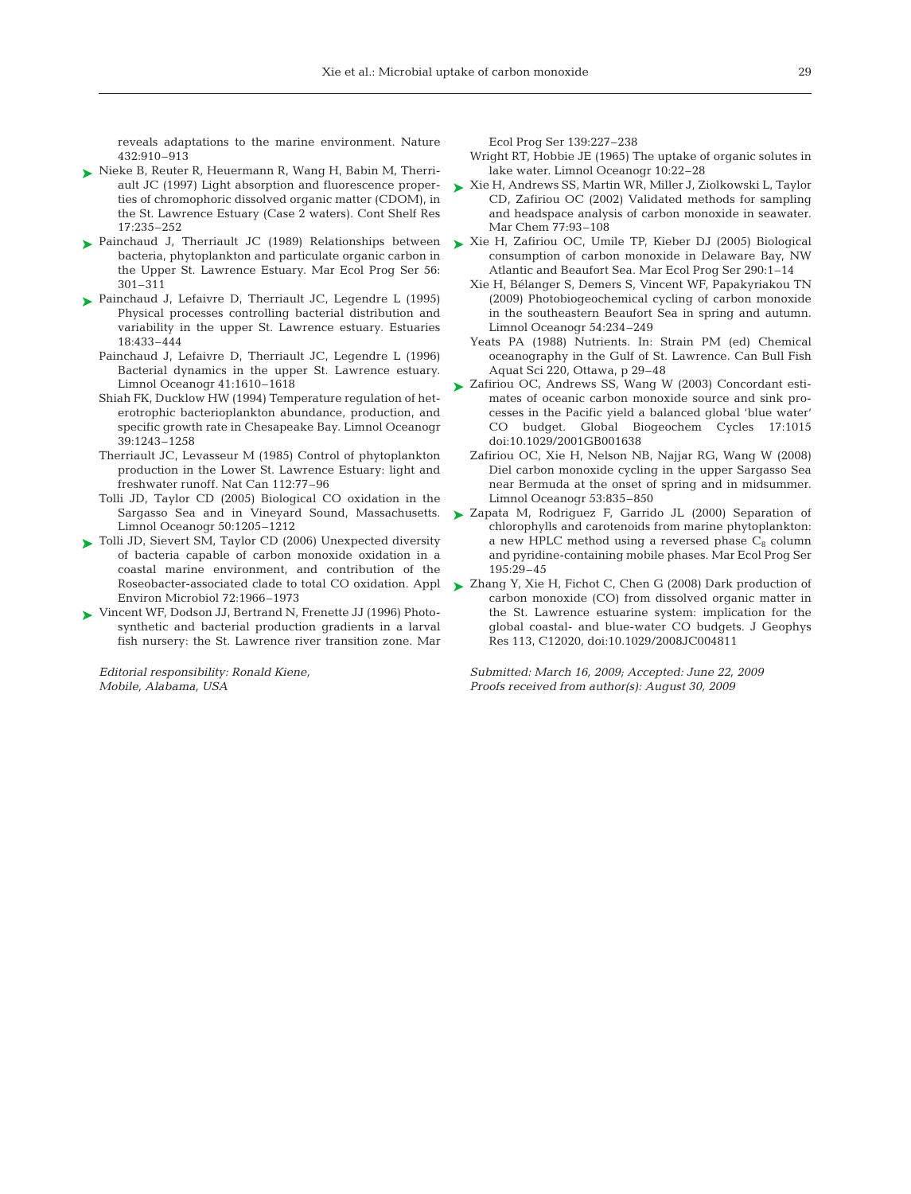reveals adaptations to the marine environment. Nature 432:910–913

Nieke B, Reuter R, Heuermann R, Wang H, Babin M, Therriault JC (1997) Light absorption and fluorescence properties of chromophoric dissolved organic matter (CDOM), in the St. Lawrence Estuary (Case 2 waters). Cont Shelf Res 17:235–252

Painchaud J, Therriault JC (1989) Relationships between bacteria, phytoplankton and particulate organic carbon in the Upper St. Lawrence Estuary. Mar Ecol Prog Ser 56: 301–311

Painchaud J, Lefaivre D, Therriault JC, Legendre L (1995) Physical processes controlling bacterial distribution and variability in the upper St. Lawrence estuary. Estuaries 18:433–444

Painchaud J, Lefaivre D, Therriault JC, Legendre L (1996) Bacterial dynamics in the upper St. Lawrence estuary. Limnol Oceanogr 41:1610–1618

Shiah FK, Ducklow HW (1994) Temperature regulation of heterotrophic bacterioplankton abundance, production, and specific growth rate in Chesapeake Bay. Limnol Oceanogr 39:1243–1258

Therriault JC, Levasseur M (1985) Control of phytoplankton production in the Lower St. Lawrence Estuary: light and freshwater runoff. Nat Can 112:77–96

Tolli JD, Taylor CD (2005) Biological CO oxidation in the Sargasso Sea and in Vineyard Sound, Massachusetts. Limnol Oceanogr 50:1205–1212

Tolli JD, Sievert SM, Taylor CD (2006) Unexpected diversity of bacteria capable of carbon monoxide oxidation in a coastal marine environment, and contribution of the Roseobacter-associated clade to total CO oxidation. Appl Environ Microbiol 72:1966–1973

Vincent WF, Dodson JJ, Bertrand N, Frenette JJ (1996) Photosynthetic and bacterial production gradients in a larval fish nursery: the St. Lawrence river transition zone. Mar Ecol Prog Ser 139:227–238

Wright RT, Hobbie JE (1965) The uptake of organic solutes in lake water. Limnol Oceanogr 10:22–28

Xie H, Andrews SS, Martin WR, Miller J, Ziolkowski L, Taylor CD, Zafiriou OC (2002) Validated methods for sampling and headspace analysis of carbon monoxide in seawater. Mar Chem 77:93–108

Xie H, Zafiriou OC, Umile TP, Kieber DJ (2005) Biological consumption of carbon monoxide in Delaware Bay, NW Atlantic and Beaufort Sea. Mar Ecol Prog Ser 290:1–14

Xie H, Bélanger S, Demers S, Vincent WF, Papakyriakou TN (2009) Photobiogeochemical cycling of carbon monoxide in the southeastern Beaufort Sea in spring and autumn. Limnol Oceanogr 54:234–249

Yeats PA (1988) Nutrients. In: Strain PM (ed) Chemical oceanography in the Gulf of St. Lawrence. Can Bull Fish Aquat Sci 220, Ottawa, p 29–48

Zafiriou OC, Andrews SS, Wang W (2003) Concordant estimates of oceanic carbon monoxide source and sink processes in the Pacific yield a balanced global 'blue water' CO budget. Global Biogeochem Cycles 17:1015 doi:10.1029/2001GB001638

Zafiriou OC, Xie H, Nelson NB, Najjar RG, Wang W (2008) Diel carbon monoxide cycling in the upper Sargasso Sea near Bermuda at the onset of spring and in midsummer. Limnol Oceanogr 53:835–850

Zapata M, Rodriguez F, Garrido JL (2000) Separation of chlorophylls and carotenoids from marine phytoplankton: a new HPLC method using a reversed phase $C_8$ column and pyridine-containing mobile phases. Mar Ecol Prog Ser 195:29–45

Zhang Y, Xie H, Fichot C, Chen G (2008) Dark production of carbon monoxide (CO) from dissolved organic matter in the St. Lawrence estuarine system: implication for the global coastal- and blue-water CO budgets. J Geophys Res 113, C12020, doi:10.1029/2008JC004811

*Editorial responsibility: Ronald Kiene, Mobile, Alabama, USA*

*Submitted: March 16, 2009; Accepted: June 22, 2009*
*Proofs received from author(s): August 30, 2009*